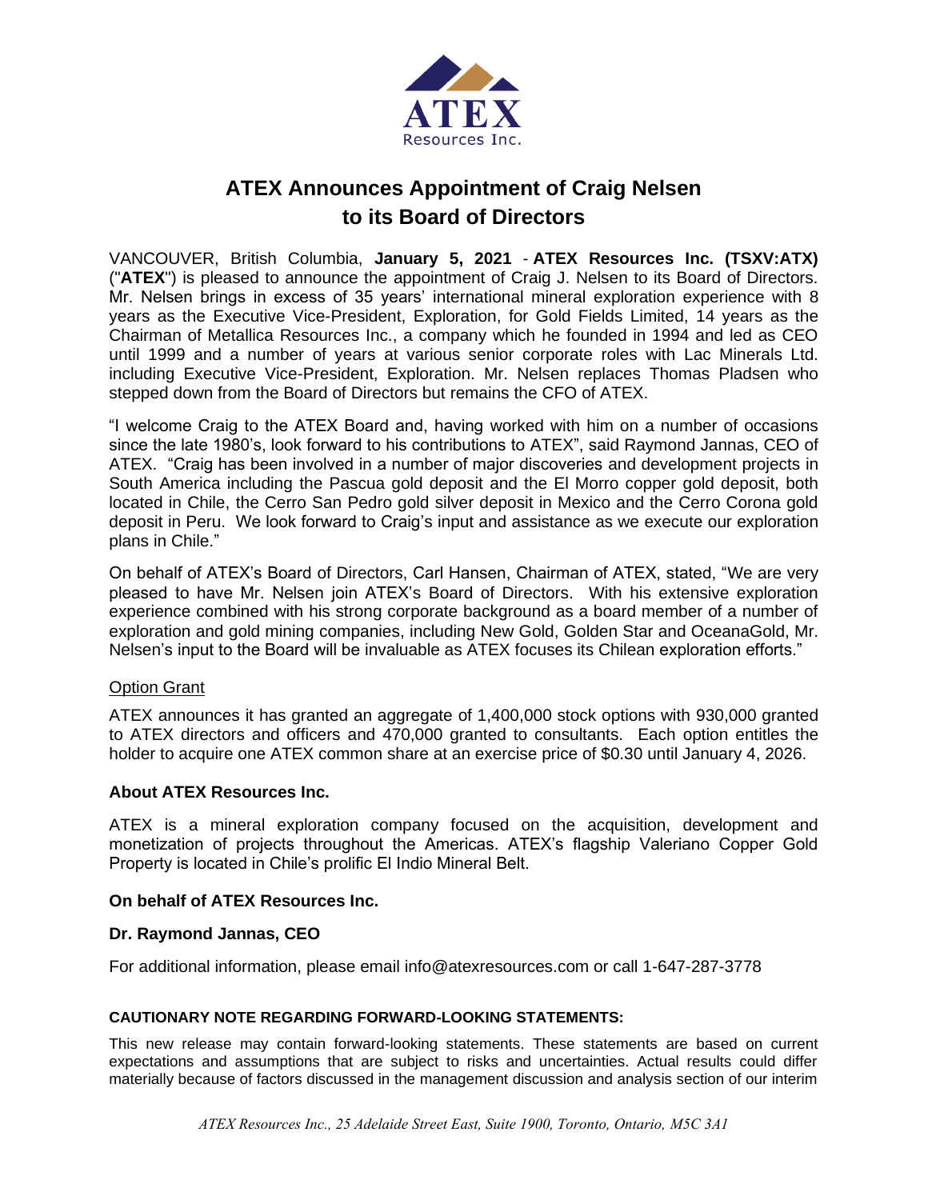ATEX Resources Inc.

# ATEX Announces Appointment of Craig Nelsen to its Board of Directors

VANCOUVER, British Columbia, **January 5, 2021** - **ATEX Resources Inc. (TSXV:ATX)** ("**ATEX**") is pleased to announce the appointment of Craig J. Nelsen to its Board of Directors. Mr. Nelsen brings in excess of 35 years' international mineral exploration experience with 8 years as the Executive Vice-President, Exploration, for Gold Fields Limited, 14 years as the Chairman of Metallica Resources Inc., a company which he founded in 1994 and led as CEO until 1999 and a number of years at various senior corporate roles with Lac Minerals Ltd. including Executive Vice-President, Exploration. Mr. Nelsen replaces Thomas Pladsen who stepped down from the Board of Directors but remains the CFO of ATEX.

"I welcome Craig to the ATEX Board and, having worked with him on a number of occasions since the late 1980's, look forward to his contributions to ATEX", said Raymond Jannas, CEO of ATEX. "Craig has been involved in a number of major discoveries and development projects in South America including the Pascua gold deposit and the El Morro copper gold deposit, both located in Chile, the Cerro San Pedro gold silver deposit in Mexico and the Cerro Corona gold deposit in Peru. We look forward to Craig's input and assistance as we execute our exploration plans in Chile."

On behalf of ATEX's Board of Directors, Carl Hansen, Chairman of ATEX, stated, "We are very pleased to have Mr. Nelsen join ATEX's Board of Directors. With his extensive exploration experience combined with his strong corporate background as a board member of a number of exploration and gold mining companies, including New Gold, Golden Star and OceanaGold, Mr. Nelsen's input to the Board will be invaluable as ATEX focuses its Chilean exploration efforts."

Option Grant

ATEX announces it has granted an aggregate of 1,400,000 stock options with 930,000 granted to ATEX directors and officers and 470,000 granted to consultants. Each option entitles the holder to acquire one ATEX common share at an exercise price of $0.30 until January 4, 2026.

**About ATEX Resources Inc.**

ATEX is a mineral exploration company focused on the acquisition, development and monetization of projects throughout the Americas. ATEX's flagship Valeriano Copper Gold Property is located in Chile's prolific El Indio Mineral Belt.

**On behalf of ATEX Resources Inc.**

**Dr. Raymond Jannas, CEO**

For additional information, please email info@atexresources.com or call 1-647-287-3778

**CAUTIONARY NOTE REGARDING FORWARD-LOOKING STATEMENTS:**

This new release may contain forward-looking statements. These statements are based on current expectations and assumptions that are subject to risks and uncertainties. Actual results could differ materially because of factors discussed in the management discussion and analysis section of our interim

*ATEX Resources Inc., 25 Adelaide Street East, Suite 1900, Toronto, Ontario, M5C 3A1*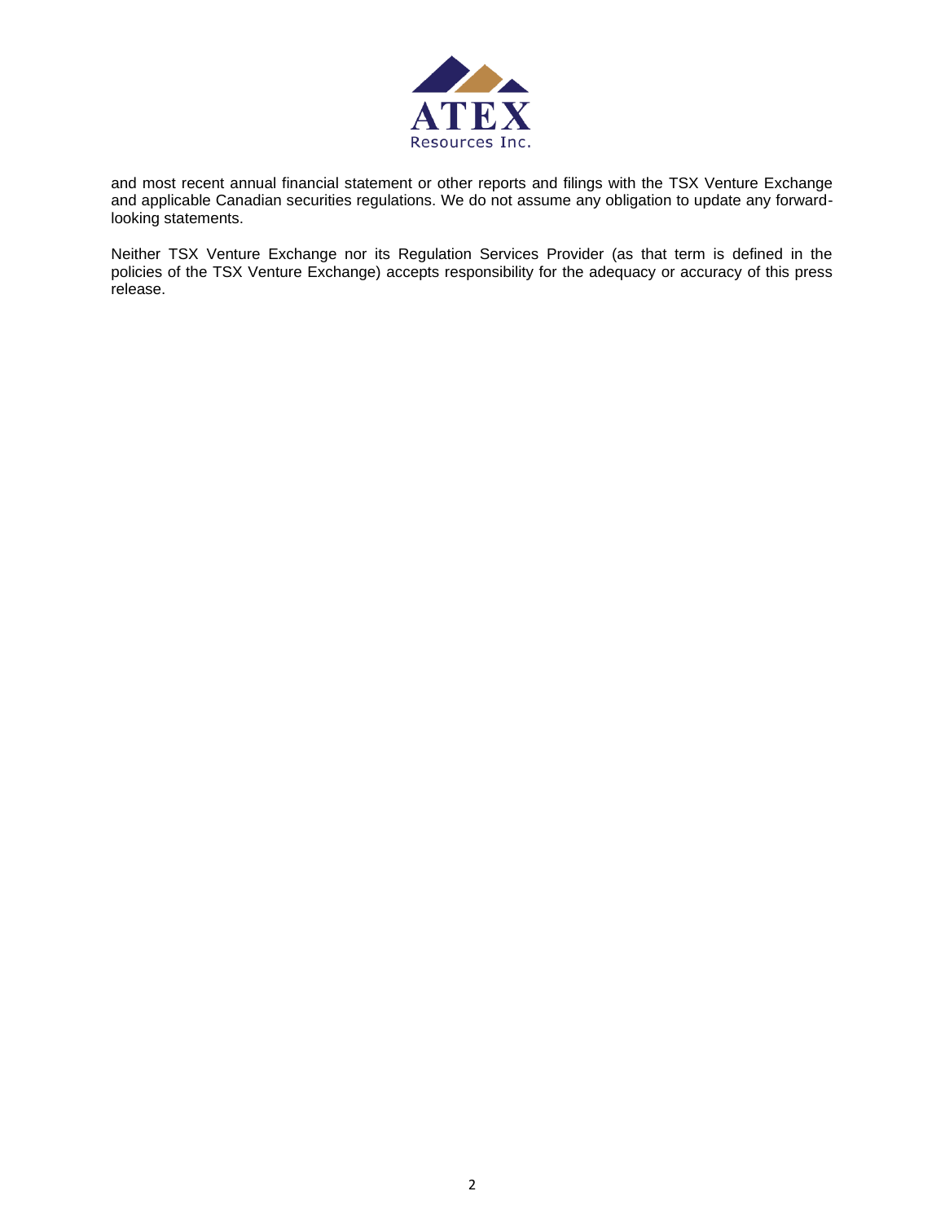and most recent annual financial statement or other reports and filings with the TSX Venture Exchange and applicable Canadian securities regulations. We do not assume any obligation to update any forward-looking statements.

Neither TSX Venture Exchange nor its Regulation Services Provider (as that term is defined in the policies of the TSX Venture Exchange) accepts responsibility for the adequacy or accuracy of this press release.